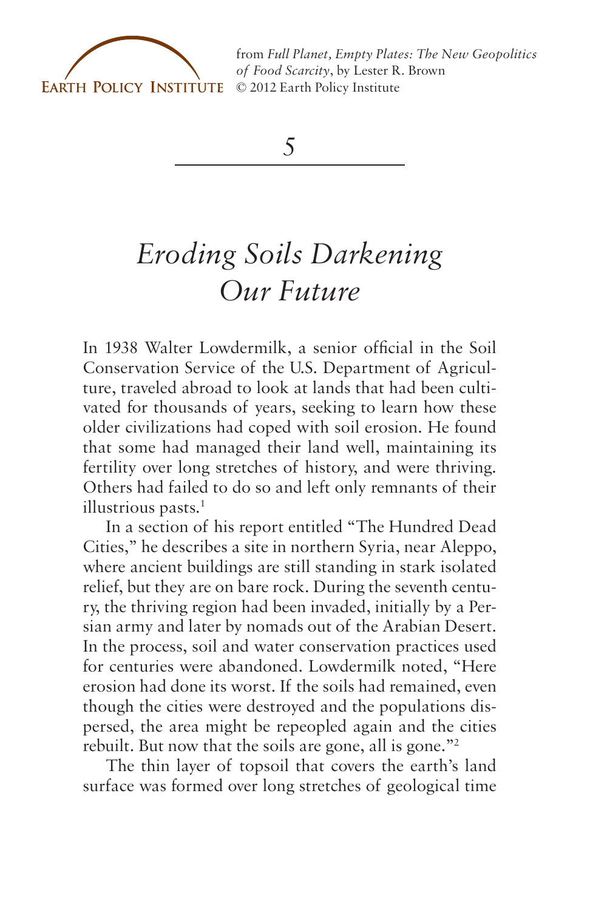from *Full Planet, Empty Plates: The New Geopolitics of Food Scarcity*, by Lester R. Brown
© 2012 Earth Policy Institute

# 5

# *Eroding Soils Darkening Our Future*

In 1938 Walter Lowdermilk, a senior official in the Soil Conservation Service of the U.S. Department of Agriculture, traveled abroad to look at lands that had been cultivated for thousands of years, seeking to learn how these older civilizations had coped with soil erosion. He found that some had managed their land well, maintaining its fertility over long stretches of history, and were thriving. Others had failed to do so and left only remnants of their illustrious pasts.[1]

In a section of his report entitled "The Hundred Dead Cities," he describes a site in northern Syria, near Aleppo, where ancient buildings are still standing in stark isolated relief, but they are on bare rock. During the seventh century, the thriving region had been invaded, initially by a Persian army and later by nomads out of the Arabian Desert. In the process, soil and water conservation practices used for centuries were abandoned. Lowdermilk noted, "Here erosion had done its worst. If the soils had remained, even though the cities were destroyed and the populations dispersed, the area might be repeopled again and the cities rebuilt. But now that the soils are gone, all is gone."[2]

The thin layer of topsoil that covers the earth's land surface was formed over long stretches of geological time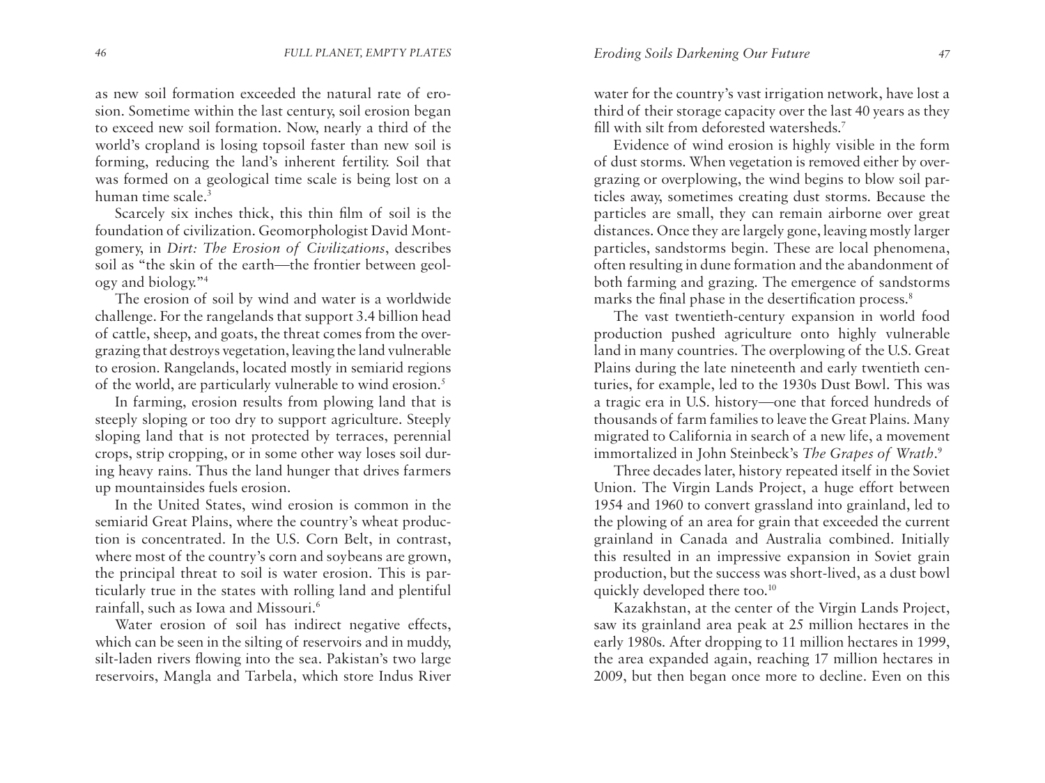as new soil formation exceeded the natural rate of erosion. Sometime within the last century, soil erosion began to exceed new soil formation. Now, nearly a third of the world's cropland is losing topsoil faster than new soil is forming, reducing the land's inherent fertility. Soil that was formed on a geological time scale is being lost on a human time scale.[3]

Scarcely six inches thick, this thin film of soil is the foundation of civilization. Geomorphologist David Montgomery, in *Dirt: The Erosion of Civilizations*, describes soil as "the skin of the earth—the frontier between geology and biology."[4]

The erosion of soil by wind and water is a worldwide challenge. For the rangelands that support 3.4 billion head of cattle, sheep, and goats, the threat comes from the overgrazing that destroys vegetation, leaving the land vulnerable to erosion. Rangelands, located mostly in semiarid regions of the world, are particularly vulnerable to wind erosion.[5]

In farming, erosion results from plowing land that is steeply sloping or too dry to support agriculture. Steeply sloping land that is not protected by terraces, perennial crops, strip cropping, or in some other way loses soil during heavy rains. Thus the land hunger that drives farmers up mountainsides fuels erosion.

In the United States, wind erosion is common in the semiarid Great Plains, where the country's wheat production is concentrated. In the U.S. Corn Belt, in contrast, where most of the country's corn and soybeans are grown, the principal threat to soil is water erosion. This is particularly true in the states with rolling land and plentiful rainfall, such as Iowa and Missouri.[6]

Water erosion of soil has indirect negative effects, which can be seen in the silting of reservoirs and in muddy, silt-laden rivers flowing into the sea. Pakistan's two large reservoirs, Mangla and Tarbela, which store Indus River water for the country's vast irrigation network, have lost a third of their storage capacity over the last 40 years as they fill with silt from deforested watersheds.[7]

Evidence of wind erosion is highly visible in the form of dust storms. When vegetation is removed either by overgrazing or overplowing, the wind begins to blow soil particles away, sometimes creating dust storms. Because the particles are small, they can remain airborne over great distances. Once they are largely gone, leaving mostly larger particles, sandstorms begin. These are local phenomena, often resulting in dune formation and the abandonment of both farming and grazing. The emergence of sandstorms marks the final phase in the desertification process.[8]

The vast twentieth-century expansion in world food production pushed agriculture onto highly vulnerable land in many countries. The overplowing of the U.S. Great Plains during the late nineteenth and early twentieth centuries, for example, led to the 1930s Dust Bowl. This was a tragic era in U.S. history—one that forced hundreds of thousands of farm families to leave the Great Plains. Many migrated to California in search of a new life, a movement immortalized in John Steinbeck's *The Grapes of Wrath*.[9]

Three decades later, history repeated itself in the Soviet Union. The Virgin Lands Project, a huge effort between 1954 and 1960 to convert grassland into grainland, led to the plowing of an area for grain that exceeded the current grainland in Canada and Australia combined. Initially this resulted in an impressive expansion in Soviet grain production, but the success was short-lived, as a dust bowl quickly developed there too.[10]

Kazakhstan, at the center of the Virgin Lands Project, saw its grainland area peak at 25 million hectares in the early 1980s. After dropping to 11 million hectares in 1999, the area expanded again, reaching 17 million hectares in 2009, but then began once more to decline. Even on this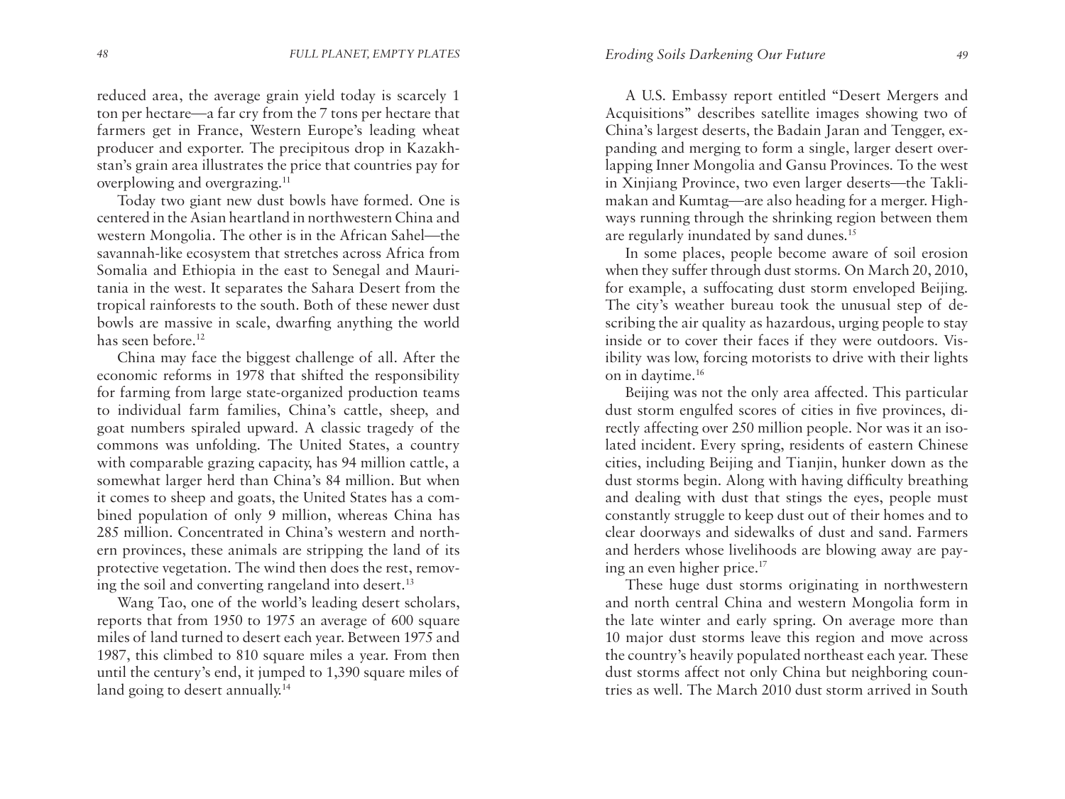reduced area, the average grain yield today is scarcely 1 ton per hectare—a far cry from the 7 tons per hectare that farmers get in France, Western Europe's leading wheat producer and exporter. The precipitous drop in Kazakhstan's grain area illustrates the price that countries pay for overplowing and overgrazing.[11]

Today two giant new dust bowls have formed. One is centered in the Asian heartland in northwestern China and western Mongolia. The other is in the African Sahel—the savannah-like ecosystem that stretches across Africa from Somalia and Ethiopia in the east to Senegal and Mauritania in the west. It separates the Sahara Desert from the tropical rainforests to the south. Both of these newer dust bowls are massive in scale, dwarfing anything the world has seen before.[12]

China may face the biggest challenge of all. After the economic reforms in 1978 that shifted the responsibility for farming from large state-organized production teams to individual farm families, China's cattle, sheep, and goat numbers spiraled upward. A classic tragedy of the commons was unfolding. The United States, a country with comparable grazing capacity, has 94 million cattle, a somewhat larger herd than China's 84 million. But when it comes to sheep and goats, the United States has a combined population of only 9 million, whereas China has 285 million. Concentrated in China's western and northern provinces, these animals are stripping the land of its protective vegetation. The wind then does the rest, removing the soil and converting rangeland into desert.[13]

Wang Tao, one of the world's leading desert scholars, reports that from 1950 to 1975 an average of 600 square miles of land turned to desert each year. Between 1975 and 1987, this climbed to 810 square miles a year. From then until the century's end, it jumped to 1,390 square miles of land going to desert annually.[14]

A U.S. Embassy report entitled "Desert Mergers and Acquisitions" describes satellite images showing two of China's largest deserts, the Badain Jaran and Tengger, expanding and merging to form a single, larger desert overlapping Inner Mongolia and Gansu Provinces. To the west in Xinjiang Province, two even larger deserts—the Taklimakan and Kumtag—are also heading for a merger. Highways running through the shrinking region between them are regularly inundated by sand dunes.[15]

In some places, people become aware of soil erosion when they suffer through dust storms. On March 20, 2010, for example, a suffocating dust storm enveloped Beijing. The city's weather bureau took the unusual step of describing the air quality as hazardous, urging people to stay inside or to cover their faces if they were outdoors. Visibility was low, forcing motorists to drive with their lights on in daytime.[16]

Beijing was not the only area affected. This particular dust storm engulfed scores of cities in five provinces, directly affecting over 250 million people. Nor was it an isolated incident. Every spring, residents of eastern Chinese cities, including Beijing and Tianjin, hunker down as the dust storms begin. Along with having difficulty breathing and dealing with dust that stings the eyes, people must constantly struggle to keep dust out of their homes and to clear doorways and sidewalks of dust and sand. Farmers and herders whose livelihoods are blowing away are paying an even higher price.[17]

These huge dust storms originating in northwestern and north central China and western Mongolia form in the late winter and early spring. On average more than 10 major dust storms leave this region and move across the country's heavily populated northeast each year. These dust storms affect not only China but neighboring countries as well. The March 2010 dust storm arrived in South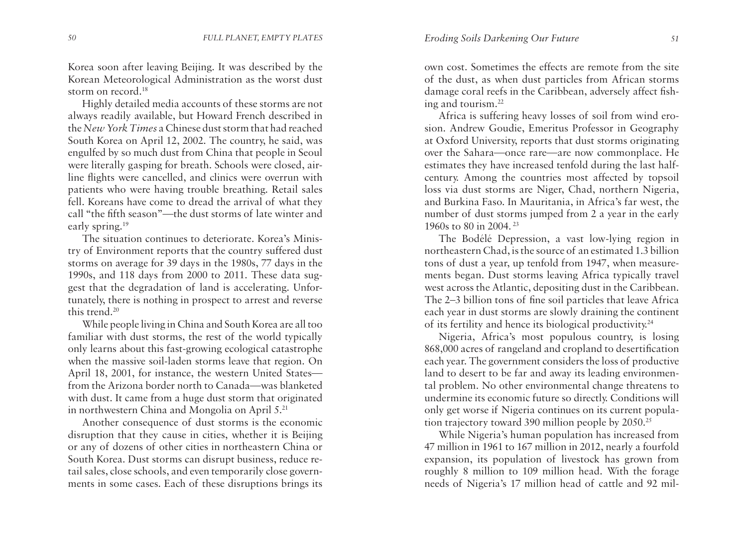Korea soon after leaving Beijing. It was described by the Korean Meteorological Administration as the worst dust storm on record.[18]

Highly detailed media accounts of these storms are not always readily available, but Howard French described in the *New York Times* a Chinese dust storm that had reached South Korea on April 12, 2002. The country, he said, was engulfed by so much dust from China that people in Seoul were literally gasping for breath. Schools were closed, airline flights were cancelled, and clinics were overrun with patients who were having trouble breathing. Retail sales fell. Koreans have come to dread the arrival of what they call "the fifth season"—the dust storms of late winter and early spring.[19]

The situation continues to deteriorate. Korea's Ministry of Environment reports that the country suffered dust storms on average for 39 days in the 1980s, 77 days in the 1990s, and 118 days from 2000 to 2011. These data suggest that the degradation of land is accelerating. Unfortunately, there is nothing in prospect to arrest and reverse this trend.[20]

While people living in China and South Korea are all too familiar with dust storms, the rest of the world typically only learns about this fast-growing ecological catastrophe when the massive soil-laden storms leave that region. On April 18, 2001, for instance, the western United States—from the Arizona border north to Canada—was blanketed with dust. It came from a huge dust storm that originated in northwestern China and Mongolia on April 5.[21]

Another consequence of dust storms is the economic disruption that they cause in cities, whether it is Beijing or any of dozens of other cities in northeastern China or South Korea. Dust storms can disrupt business, reduce retail sales, close schools, and even temporarily close governments in some cases. Each of these disruptions brings its own cost. Sometimes the effects are remote from the site of the dust, as when dust particles from African storms damage coral reefs in the Caribbean, adversely affect fishing and tourism.[22]

Africa is suffering heavy losses of soil from wind erosion. Andrew Goudie, Emeritus Professor in Geography at Oxford University, reports that dust storms originating over the Sahara—once rare—are now commonplace. He estimates they have increased tenfold during the last half-century. Among the countries most affected by topsoil loss via dust storms are Niger, Chad, northern Nigeria, and Burkina Faso. In Mauritania, in Africa's far west, the number of dust storms jumped from 2 a year in the early 1960s to 80 in 2004.[23]

The Bodélé Depression, a vast low-lying region in northeastern Chad, is the source of an estimated 1.3 billion tons of dust a year, up tenfold from 1947, when measurements began. Dust storms leaving Africa typically travel west across the Atlantic, depositing dust in the Caribbean. The 2–3 billion tons of fine soil particles that leave Africa each year in dust storms are slowly draining the continent of its fertility and hence its biological productivity.[24]

Nigeria, Africa's most populous country, is losing 868,000 acres of rangeland and cropland to desertification each year. The government considers the loss of productive land to desert to be far and away its leading environmental problem. No other environmental change threatens to undermine its economic future so directly. Conditions will only get worse if Nigeria continues on its current population trajectory toward 390 million people by 2050.[25]

While Nigeria's human population has increased from 47 million in 1961 to 167 million in 2012, nearly a fourfold expansion, its population of livestock has grown from roughly 8 million to 109 million head. With the forage needs of Nigeria's 17 million head of cattle and 92 mil-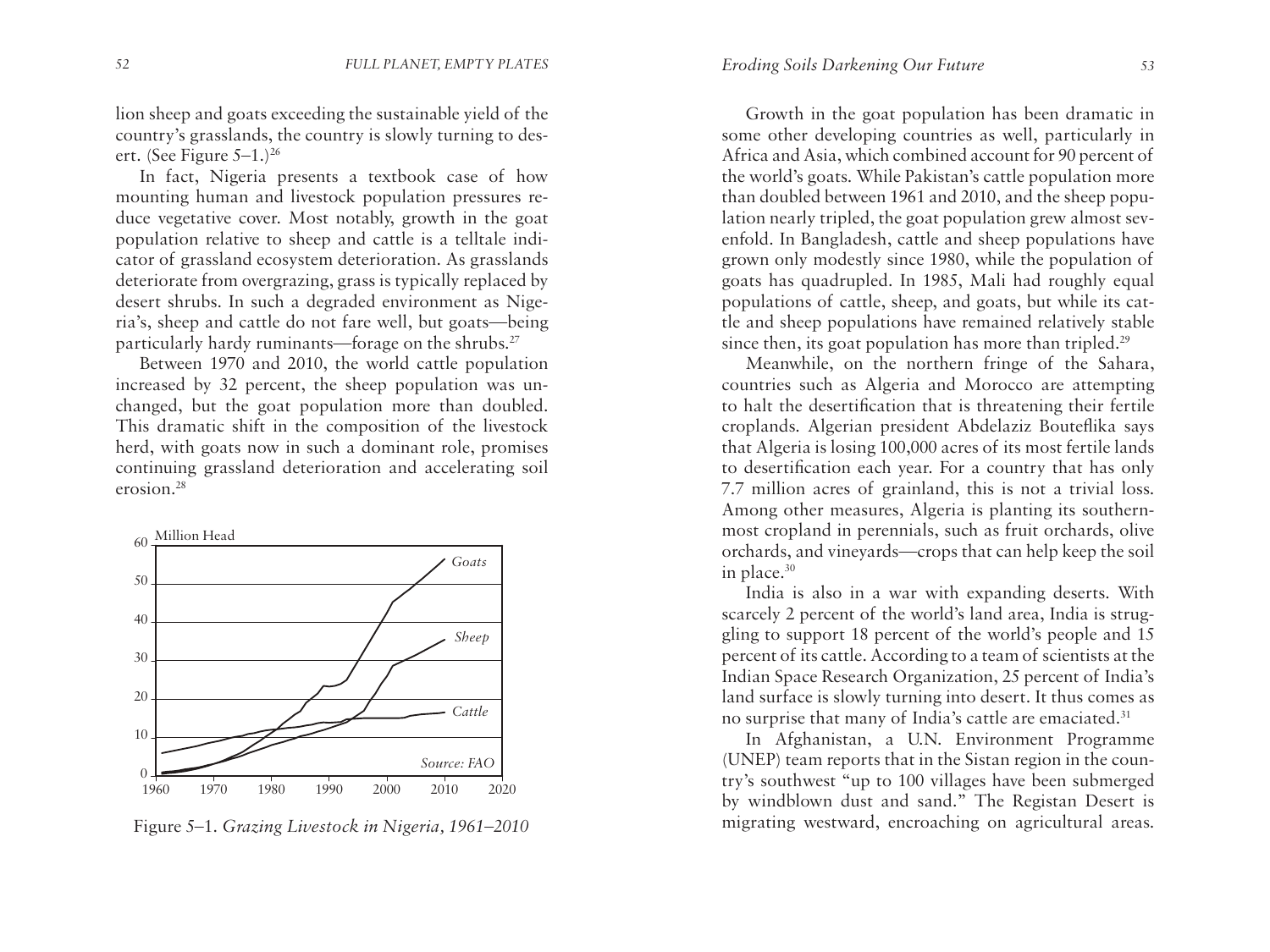lion sheep and goats exceeding the sustainable yield of the country's grasslands, the country is slowly turning to desert. (See Figure 5–1.)[26]

In fact, Nigeria presents a textbook case of how mounting human and livestock population pressures reduce vegetative cover. Most notably, growth in the goat population relative to sheep and cattle is a telltale indicator of grassland ecosystem deterioration. As grasslands deteriorate from overgrazing, grass is typically replaced by desert shrubs. In such a degraded environment as Nigeria's, sheep and cattle do not fare well, but goats—being particularly hardy ruminants—forage on the shrubs.[27]

Between 1970 and 2010, the world cattle population increased by 32 percent, the sheep population was unchanged, but the goat population more than doubled. This dramatic shift in the composition of the livestock herd, with goats now in such a dominant role, promises continuing grassland deterioration and accelerating soil erosion.[28]

Figure 5–1. *Grazing Livestock in Nigeria, 1961–2010*

Growth in the goat population has been dramatic in some other developing countries as well, particularly in Africa and Asia, which combined account for 90 percent of the world's goats. While Pakistan's cattle population more than doubled between 1961 and 2010, and the sheep population nearly tripled, the goat population grew almost sevenfold. In Bangladesh, cattle and sheep populations have grown only modestly since 1980, while the population of goats has quadrupled. In 1985, Mali had roughly equal populations of cattle, sheep, and goats, but while its cattle and sheep populations have remained relatively stable since then, its goat population has more than tripled.[29]

Meanwhile, on the northern fringe of the Sahara, countries such as Algeria and Morocco are attempting to halt the desertification that is threatening their fertile croplands. Algerian president Abdelaziz Bouteflika says that Algeria is losing 100,000 acres of its most fertile lands to desertification each year. For a country that has only 7.7 million acres of grainland, this is not a trivial loss. Among other measures, Algeria is planting its southernmost cropland in perennials, such as fruit orchards, olive orchards, and vineyards—crops that can help keep the soil in place.[30]

India is also in a war with expanding deserts. With scarcely 2 percent of the world's land area, India is struggling to support 18 percent of the world's people and 15 percent of its cattle. According to a team of scientists at the Indian Space Research Organization, 25 percent of India's land surface is slowly turning into desert. It thus comes as no surprise that many of India's cattle are emaciated.[31]

In Afghanistan, a U.N. Environment Programme (UNEP) team reports that in the Sistan region in the country's southwest "up to 100 villages have been submerged by windblown dust and sand." The Registan Desert is migrating westward, encroaching on agricultural areas.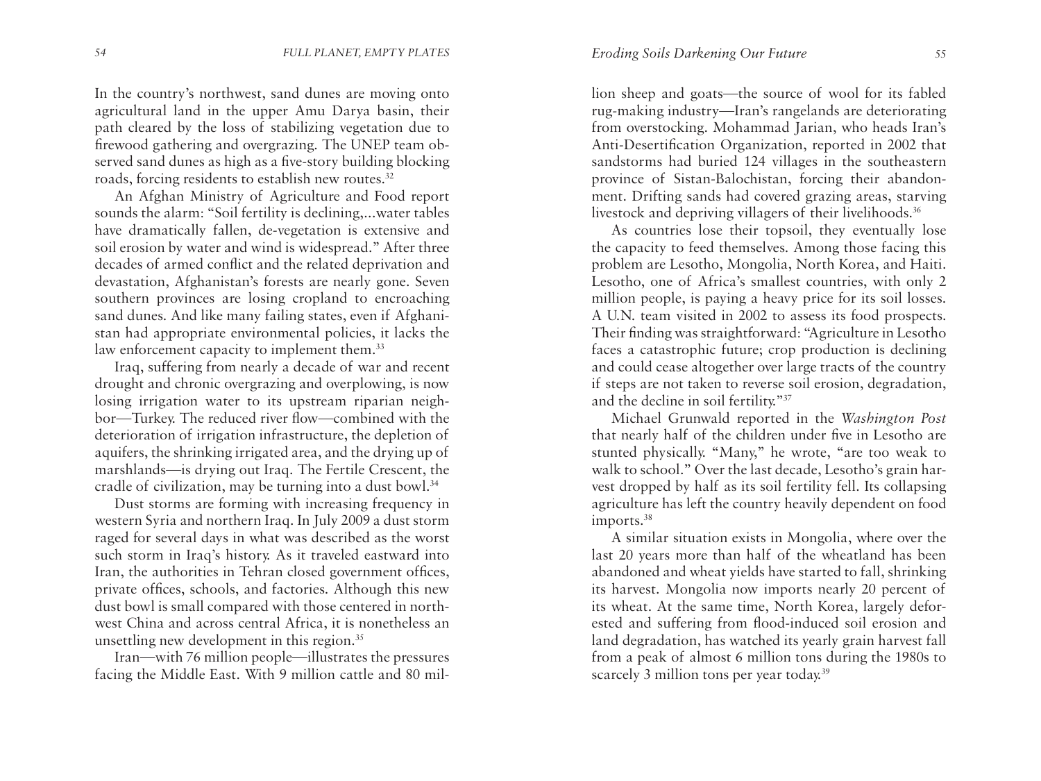In the country's northwest, sand dunes are moving onto agricultural land in the upper Amu Darya basin, their path cleared by the loss of stabilizing vegetation due to firewood gathering and overgrazing. The UNEP team observed sand dunes as high as a five-story building blocking roads, forcing residents to establish new routes.[32]

An Afghan Ministry of Agriculture and Food report sounds the alarm: "Soil fertility is declining,...water tables have dramatically fallen, de-vegetation is extensive and soil erosion by water and wind is widespread." After three decades of armed conflict and the related deprivation and devastation, Afghanistan's forests are nearly gone. Seven southern provinces are losing cropland to encroaching sand dunes. And like many failing states, even if Afghanistan had appropriate environmental policies, it lacks the law enforcement capacity to implement them.[33]

Iraq, suffering from nearly a decade of war and recent drought and chronic overgrazing and overplowing, is now losing irrigation water to its upstream riparian neighbor—Turkey. The reduced river flow—combined with the deterioration of irrigation infrastructure, the depletion of aquifers, the shrinking irrigated area, and the drying up of marshlands—is drying out Iraq. The Fertile Crescent, the cradle of civilization, may be turning into a dust bowl.[34]

Dust storms are forming with increasing frequency in western Syria and northern Iraq. In July 2009 a dust storm raged for several days in what was described as the worst such storm in Iraq's history. As it traveled eastward into Iran, the authorities in Tehran closed government offices, private offices, schools, and factories. Although this new dust bowl is small compared with those centered in northwest China and across central Africa, it is nonetheless an unsettling new development in this region.[35]

Iran—with 76 million people—illustrates the pressures facing the Middle East. With 9 million cattle and 80 million sheep and goats—the source of wool for its fabled rug-making industry—Iran's rangelands are deteriorating from overstocking. Mohammad Jarian, who heads Iran's Anti-Desertification Organization, reported in 2002 that sandstorms had buried 124 villages in the southeastern province of Sistan-Balochistan, forcing their abandonment. Drifting sands had covered grazing areas, starving livestock and depriving villagers of their livelihoods.[36]

As countries lose their topsoil, they eventually lose the capacity to feed themselves. Among those facing this problem are Lesotho, Mongolia, North Korea, and Haiti. Lesotho, one of Africa's smallest countries, with only 2 million people, is paying a heavy price for its soil losses. A U.N. team visited in 2002 to assess its food prospects. Their finding was straightforward: "Agriculture in Lesotho faces a catastrophic future; crop production is declining and could cease altogether over large tracts of the country if steps are not taken to reverse soil erosion, degradation, and the decline in soil fertility."[37]

Michael Grunwald reported in the *Washington Post* that nearly half of the children under five in Lesotho are stunted physically. "Many," he wrote, "are too weak to walk to school." Over the last decade, Lesotho's grain harvest dropped by half as its soil fertility fell. Its collapsing agriculture has left the country heavily dependent on food imports.[38]

A similar situation exists in Mongolia, where over the last 20 years more than half of the wheatland has been abandoned and wheat yields have started to fall, shrinking its harvest. Mongolia now imports nearly 20 percent of its wheat. At the same time, North Korea, largely deforested and suffering from flood-induced soil erosion and land degradation, has watched its yearly grain harvest fall from a peak of almost 6 million tons during the 1980s to scarcely 3 million tons per year today.[39]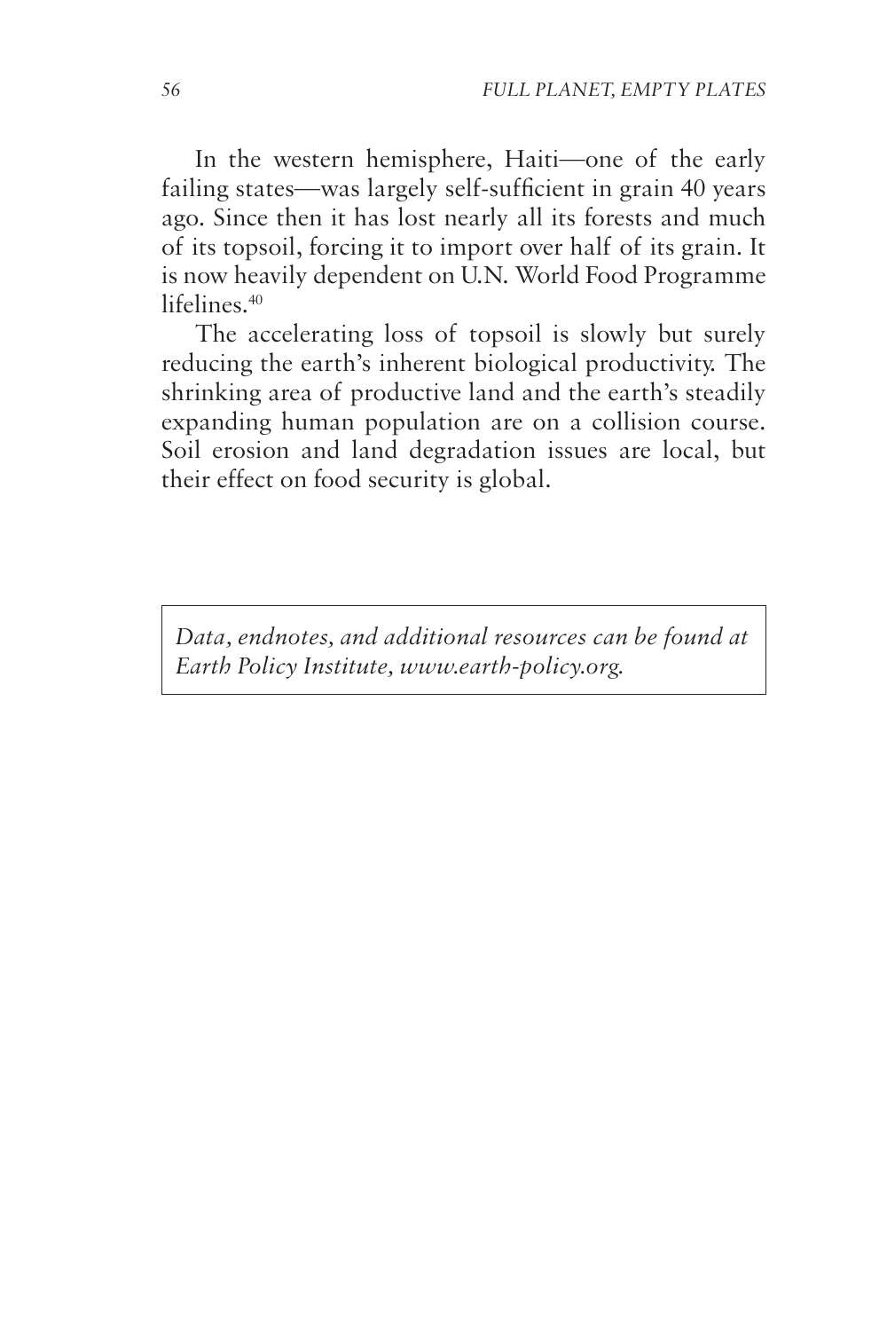In the western hemisphere, Haiti—one of the early failing states—was largely self-sufficient in grain 40 years ago. Since then it has lost nearly all its forests and much of its topsoil, forcing it to import over half of its grain. It is now heavily dependent on U.N. World Food Programme lifelines.[40]

The accelerating loss of topsoil is slowly but surely reducing the earth's inherent biological productivity. The shrinking area of productive land and the earth's steadily expanding human population are on a collision course. Soil erosion and land degradation issues are local, but their effect on food security is global.

*Data, endnotes, and additional resources can be found at Earth Policy Institute, www.earth-policy.org.*